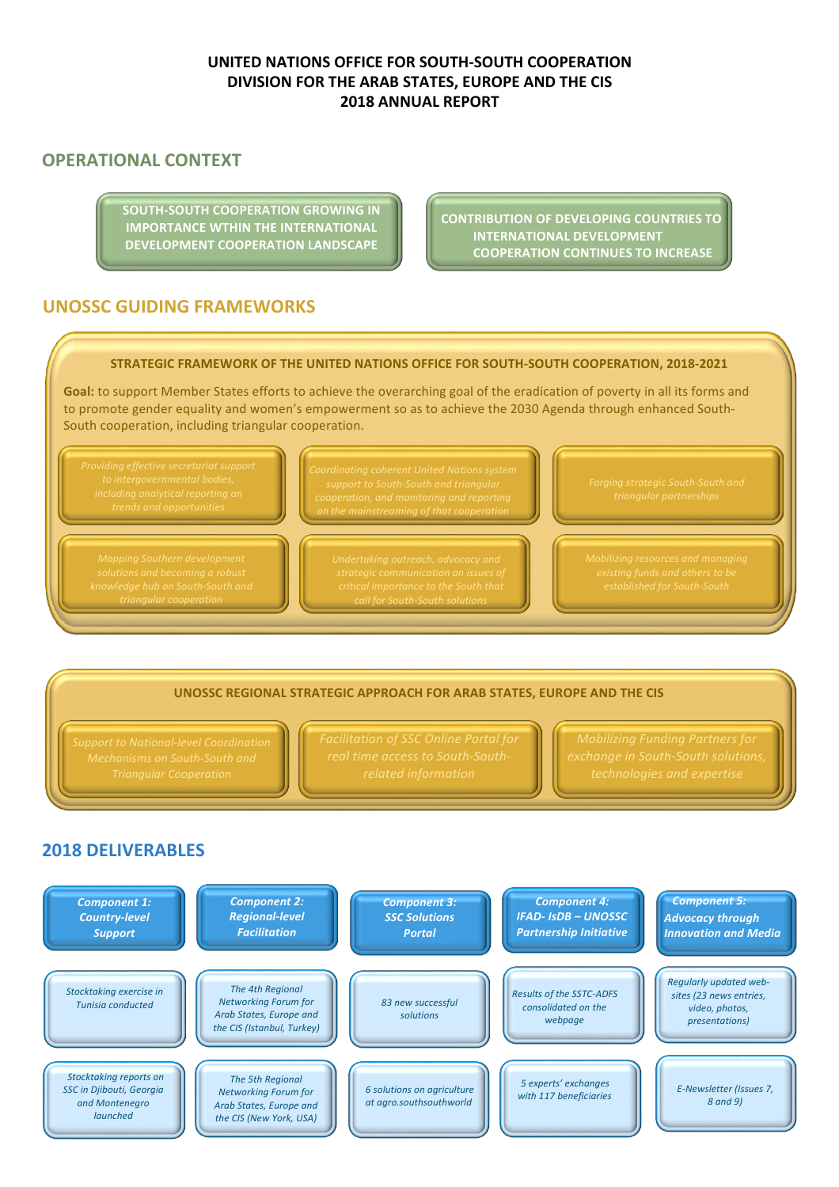# UNITED NATIONS OFFICE FOR SOUTH-SOUTH COOPERATION
# DIVISION FOR THE ARAB STATES, EUROPE AND THE CIS
# 2018 ANNUAL REPORT

## OPERATIONAL CONTEXT

- SOUTH-SOUTH COOPERATION GROWING IN IMPORTANCE WTHIN THE INTERNATIONAL DEVELOPMENT COOPERATION LANDSCAPE
- CONTRIBUTION OF DEVELOPING COUNTRIES TO INTERNATIONAL DEVELOPMENT COOPERATION CONTINUES TO INCREASE

## UNOSSC GUIDING FRAMEWORKS

### STRATEGIC FRAMEWORK OF THE UNITED NATIONS OFFICE FOR SOUTH-SOUTH COOPERATION, 2018-2021

**Goal:** to support Member States efforts to achieve the overarching goal of the eradication of poverty in all its forms and to promote gender equality and women's empowerment so as to achieve the 2030 Agenda through enhanced South-South cooperation, including triangular cooperation.

- *Providing effective secretariat support to intergovernmental bodies, including analytical reporting on trends and opportunities*
- *Coordinating coherent United Nations system support to South-South and triangular cooperation, and monitoring and reporting on the mainstreaming of that cooperation*
- *Forging strategic South-South and triangular partnerships*
- *Mapping Southern development solutions and becoming a robust knowledge hub on South-South and triangular cooperation*
- *Undertaking outreach, advocacy and strategic communication on issues of critical importance to the South that call for South-South solutions*
- *Mobilizing resources and managing existing funds and others to be established for South-South*

### UNOSSC REGIONAL STRATEGIC APPROACH FOR ARAB STATES, EUROPE AND THE CIS

- *Support to National-level Coordination Mechanisms on South-South and Triangular Cooperation*
- *Facilitation of SSC Online Portal for real time access to South-South-related information*
- *Mobilizing Funding Partners for exchange in South-South solutions, technologies and expertise*

## 2018 DELIVERABLES

| *Component 1: Country-level Support* | *Component 2: Regional-level Facilitation* | *Component 3: SSC Solutions Portal* | *Component 4: IFAD- IsDB – UNOSSC Partnership Initiative* | *Component 5: Advocacy through Innovation and Media* |
|---|---|---|---|---|
| *Stocktaking exercise in Tunisia conducted* | *The 4th Regional Networking Forum for Arab States, Europe and the CIS (Istanbul, Turkey)* | *83 new successful solutions* | *Results of the SSTC-ADFS consolidated on the webpage* | *Regularly updated web-sites (23 news entries, video, photos, presentations)* |
| *Stocktaking reports on SSC in Djibouti, Georgia and Montenegro launched* | *The 5th Regional Networking Forum for Arab States, Europe and the CIS (New York, USA)* | *6 solutions on agriculture at agro.southsouthworld* | *5 experts' exchanges with 117 beneficiaries* | *E-Newsletter (Issues 7, 8 and 9)* |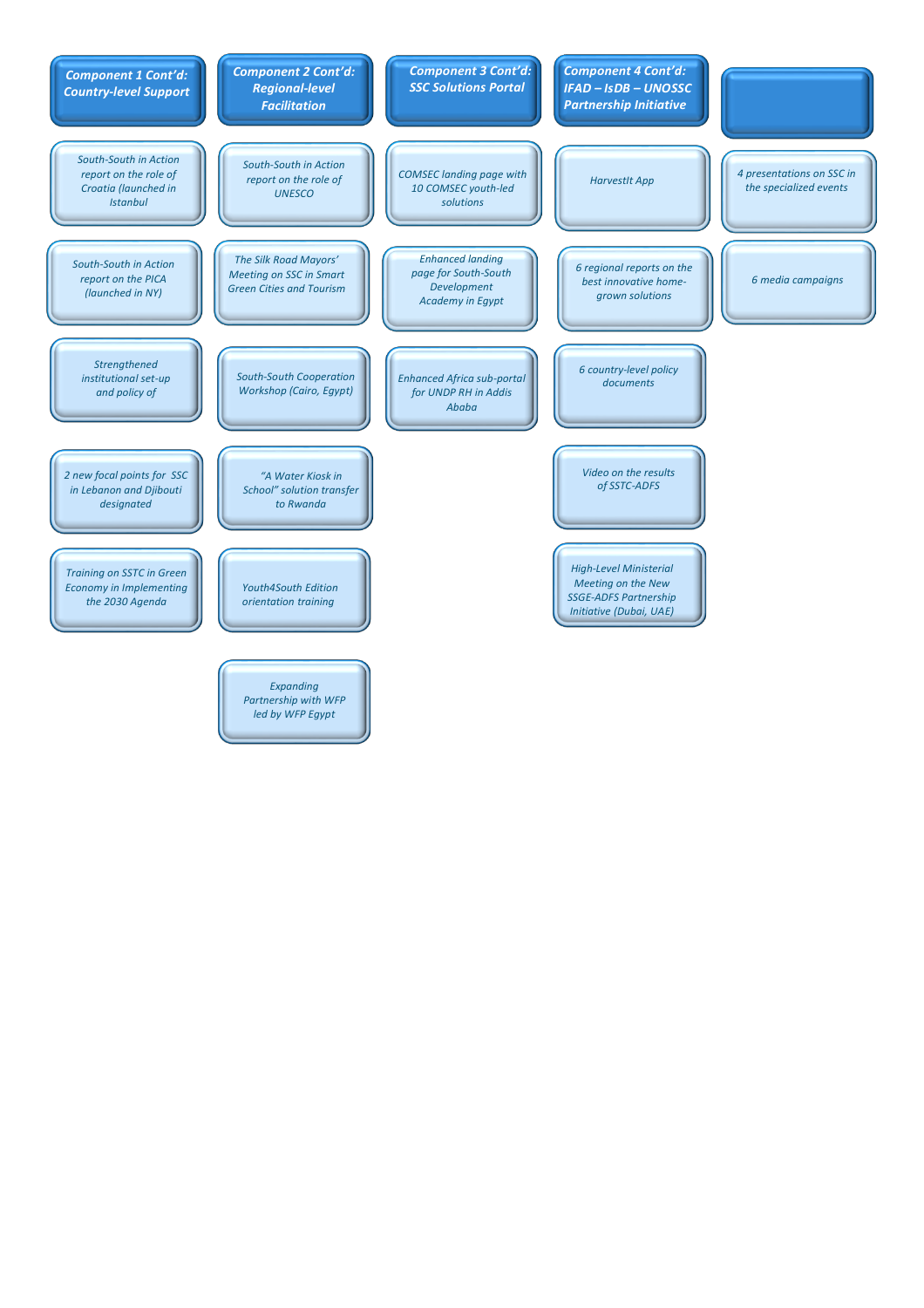| Component 1 Cont'd: Country-level Support | Component 2 Cont'd: Regional-level Facilitation | Component 3 Cont'd: SSC Solutions Portal | Component 4 Cont'd: IFAD – IsDB – UNOSSC Partnership Initiative | |
|---|---|---|---|---|
| South-South in Action report on the role of Croatia (launched in Istanbul | South-South in Action report on the role of UNESCO | COMSEC landing page with 10 COMSEC youth-led solutions | HarvestIt App | 4 presentations on SSC in the specialized events |
| South-South in Action report on the PICA (launched in NY) | The Silk Road Mayors' Meeting on SSC in Smart Green Cities and Tourism | Enhanced landing page for South-South Development Academy in Egypt | 6 regional reports on the best innovative home-grown solutions | 6 media campaigns |
| Strengthened institutional set-up and policy of | South-South Cooperation Workshop (Cairo, Egypt) | Enhanced Africa sub-portal for UNDP RH in Addis Ababa | 6 country-level policy documents | |
| 2 new focal points for SSC in Lebanon and Djibouti designated | "A Water Kiosk in School" solution transfer to Rwanda | | Video on the results of SSTC-ADFS | |
| Training on SSTC in Green Economy in Implementing the 2030 Agenda | Youth4South Edition orientation training | | High-Level Ministerial Meeting on the New SSGE-ADFS Partnership Initiative (Dubai, UAE) | |
| | Expanding Partnership with WFP led by WFP Egypt | | | |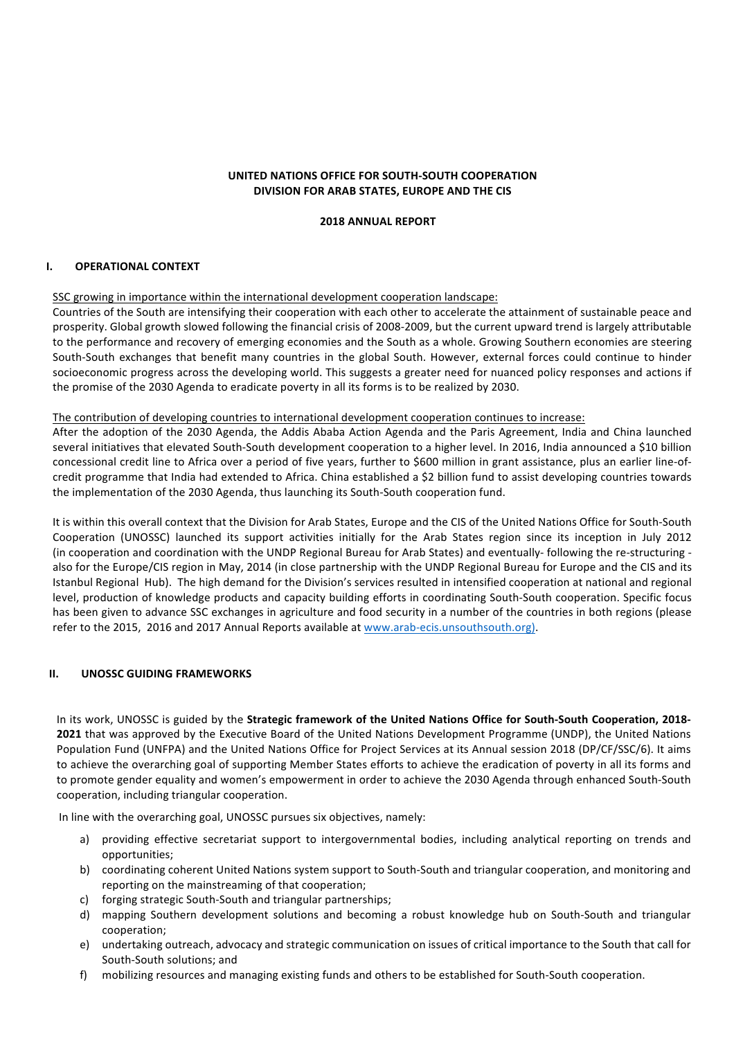**UNITED NATIONS OFFICE FOR SOUTH-SOUTH COOPERATION**
**DIVISION FOR ARAB STATES, EUROPE AND THE CIS**

**2018 ANNUAL REPORT**

## I. OPERATIONAL CONTEXT

<u>SSC growing in importance within the international development cooperation landscape:</u>
Countries of the South are intensifying their cooperation with each other to accelerate the attainment of sustainable peace and prosperity. Global growth slowed following the financial crisis of 2008-2009, but the current upward trend is largely attributable to the performance and recovery of emerging economies and the South as a whole. Growing Southern economies are steering South-South exchanges that benefit many countries in the global South. However, external forces could continue to hinder socioeconomic progress across the developing world. This suggests a greater need for nuanced policy responses and actions if the promise of the 2030 Agenda to eradicate poverty in all its forms is to be realized by 2030.

<u>The contribution of developing countries to international development cooperation continues to increase:</u>
After the adoption of the 2030 Agenda, the Addis Ababa Action Agenda and the Paris Agreement, India and China launched several initiatives that elevated South-South development cooperation to a higher level. In 2016, India announced a $10 billion concessional credit line to Africa over a period of five years, further to $600 million in grant assistance, plus an earlier line-of-credit programme that India had extended to Africa. China established a $2 billion fund to assist developing countries towards the implementation of the 2030 Agenda, thus launching its South-South cooperation fund.

It is within this overall context that the Division for Arab States, Europe and the CIS of the United Nations Office for South-South Cooperation (UNOSSC) launched its support activities initially for the Arab States region since its inception in July 2012 (in cooperation and coordination with the UNDP Regional Bureau for Arab States) and eventually- following the re-structuring - also for the Europe/CIS region in May, 2014 (in close partnership with the UNDP Regional Bureau for Europe and the CIS and its Istanbul Regional Hub). The high demand for the Division's services resulted in intensified cooperation at national and regional level, production of knowledge products and capacity building efforts in coordinating South-South cooperation. Specific focus has been given to advance SSC exchanges in agriculture and food security in a number of the countries in both regions (please refer to the 2015, 2016 and 2017 Annual Reports available at www.arab-ecis.unsouthsouth.org).

## II. UNOSSC GUIDING FRAMEWORKS

In its work, UNOSSC is guided by the **Strategic framework of the United Nations Office for South-South Cooperation, 2018-2021** that was approved by the Executive Board of the United Nations Development Programme (UNDP), the United Nations Population Fund (UNFPA) and the United Nations Office for Project Services at its Annual session 2018 (DP/CF/SSC/6). It aims to achieve the overarching goal of supporting Member States efforts to achieve the eradication of poverty in all its forms and to promote gender equality and women's empowerment in order to achieve the 2030 Agenda through enhanced South-South cooperation, including triangular cooperation.

In line with the overarching goal, UNOSSC pursues six objectives, namely:

a) providing effective secretariat support to intergovernmental bodies, including analytical reporting on trends and opportunities;
b) coordinating coherent United Nations system support to South-South and triangular cooperation, and monitoring and reporting on the mainstreaming of that cooperation;
c) forging strategic South-South and triangular partnerships;
d) mapping Southern development solutions and becoming a robust knowledge hub on South-South and triangular cooperation;
e) undertaking outreach, advocacy and strategic communication on issues of critical importance to the South that call for South-South solutions; and
f) mobilizing resources and managing existing funds and others to be established for South-South cooperation.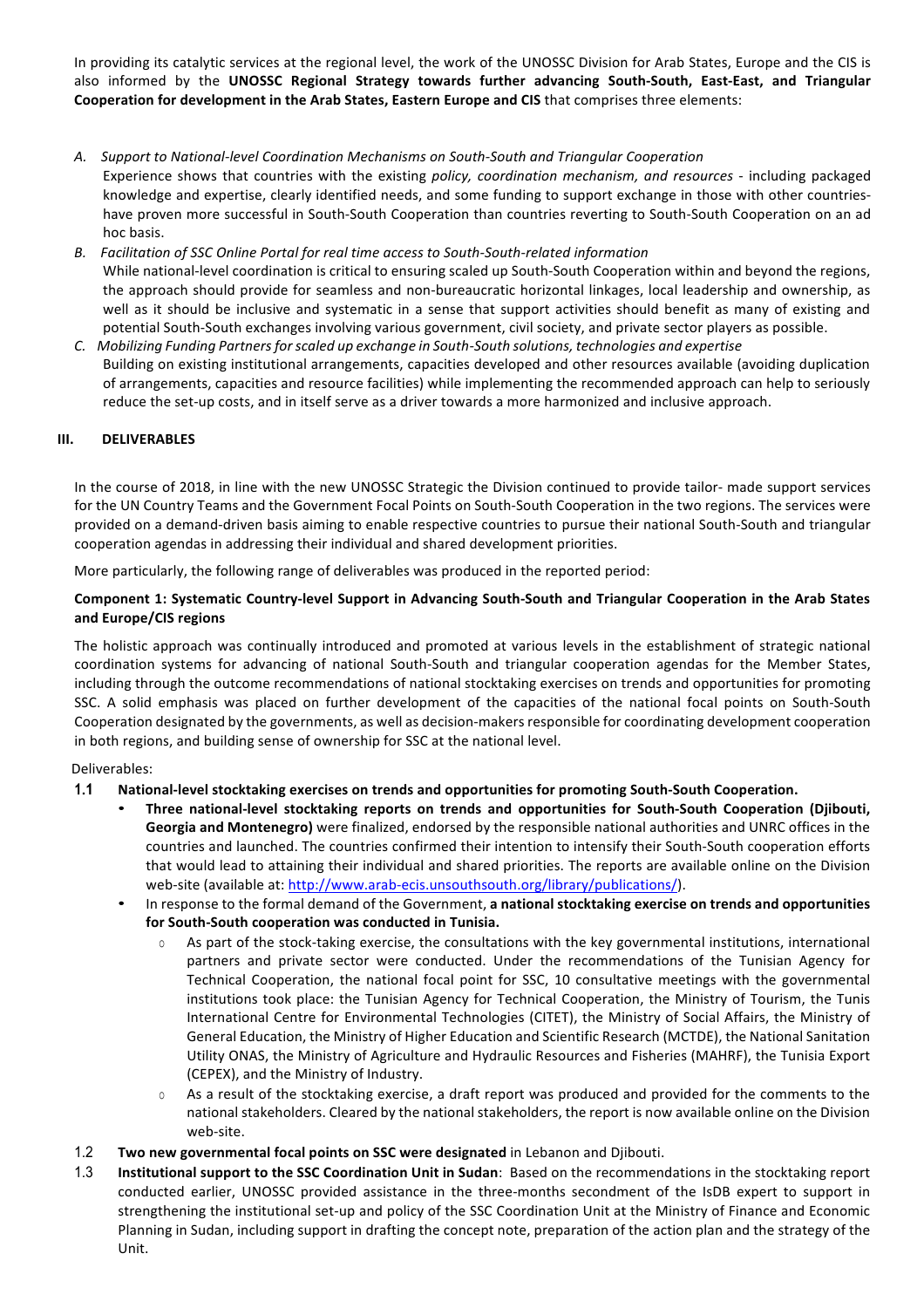In providing its catalytic services at the regional level, the work of the UNOSSC Division for Arab States, Europe and the CIS is also informed by the **UNOSSC Regional Strategy towards further advancing South-South, East-East, and Triangular Cooperation for development in the Arab States, Eastern Europe and CIS** that comprises three elements:

*A. Support to National-level Coordination Mechanisms on South-South and Triangular Cooperation*
Experience shows that countries with the existing *policy, coordination mechanism, and resources* - including packaged knowledge and expertise, clearly identified needs, and some funding to support exchange in those with other countries- have proven more successful in South-South Cooperation than countries reverting to South-South Cooperation on an ad hoc basis.

*B. Facilitation of SSC Online Portal for real time access to South-South-related information*
While national-level coordination is critical to ensuring scaled up South-South Cooperation within and beyond the regions, the approach should provide for seamless and non-bureaucratic horizontal linkages, local leadership and ownership, as well as it should be inclusive and systematic in a sense that support activities should benefit as many of existing and potential South-South exchanges involving various government, civil society, and private sector players as possible.

*C. Mobilizing Funding Partners for scaled up exchange in South-South solutions, technologies and expertise*
Building on existing institutional arrangements, capacities developed and other resources available (avoiding duplication of arrangements, capacities and resource facilities) while implementing the recommended approach can help to seriously reduce the set-up costs, and in itself serve as a driver towards a more harmonized and inclusive approach.

## III. DELIVERABLES

In the course of 2018, in line with the new UNOSSC Strategic the Division continued to provide tailor- made support services for the UN Country Teams and the Government Focal Points on South-South Cooperation in the two regions. The services were provided on a demand-driven basis aiming to enable respective countries to pursue their national South-South and triangular cooperation agendas in addressing their individual and shared development priorities.

More particularly, the following range of deliverables was produced in the reported period:

### Component 1: Systematic Country-level Support in Advancing South-South and Triangular Cooperation in the Arab States and Europe/CIS regions

The holistic approach was continually introduced and promoted at various levels in the establishment of strategic national coordination systems for advancing of national South-South and triangular cooperation agendas for the Member States, including through the outcome recommendations of national stocktaking exercises on trends and opportunities for promoting SSC. A solid emphasis was placed on further development of the capacities of the national focal points on South-South Cooperation designated by the governments, as well as decision-makers responsible for coordinating development cooperation in both regions, and building sense of ownership for SSC at the national level.

Deliverables:

**1.1 National-level stocktaking exercises on trends and opportunities for promoting South-South Cooperation.**

- **Three national-level stocktaking reports on trends and opportunities for South-South Cooperation (Djibouti, Georgia and Montenegro)** were finalized, endorsed by the responsible national authorities and UNRC offices in the countries and launched. The countries confirmed their intention to intensify their South-South cooperation efforts that would lead to attaining their individual and shared priorities. The reports are available online on the Division web-site (available at: http://www.arab-ecis.unsouthsouth.org/library/publications/).
- In response to the formal demand of the Government, **a national stocktaking exercise on trends and opportunities for South-South cooperation was conducted in Tunisia.**
  - As part of the stock-taking exercise, the consultations with the key governmental institutions, international partners and private sector were conducted. Under the recommendations of the Tunisian Agency for Technical Cooperation, the national focal point for SSC, 10 consultative meetings with the governmental institutions took place: the Tunisian Agency for Technical Cooperation, the Ministry of Tourism, the Tunis International Centre for Environmental Technologies (CITET), the Ministry of Social Affairs, the Ministry of General Education, the Ministry of Higher Education and Scientific Research (MCTDE), the National Sanitation Utility ONAS, the Ministry of Agriculture and Hydraulic Resources and Fisheries (MAHRF), the Tunisia Export (CEPEX), and the Ministry of Industry.
  - As a result of the stocktaking exercise, a draft report was produced and provided for the comments to the national stakeholders. Cleared by the national stakeholders, the report is now available online on the Division web-site.

1.2 **Two new governmental focal points on SSC were designated** in Lebanon and Djibouti.

1.3 **Institutional support to the SSC Coordination Unit in Sudan**: Based on the recommendations in the stocktaking report conducted earlier, UNOSSC provided assistance in the three-months secondment of the IsDB expert to support in strengthening the institutional set-up and policy of the SSC Coordination Unit at the Ministry of Finance and Economic Planning in Sudan, including support in drafting the concept note, preparation of the action plan and the strategy of the Unit.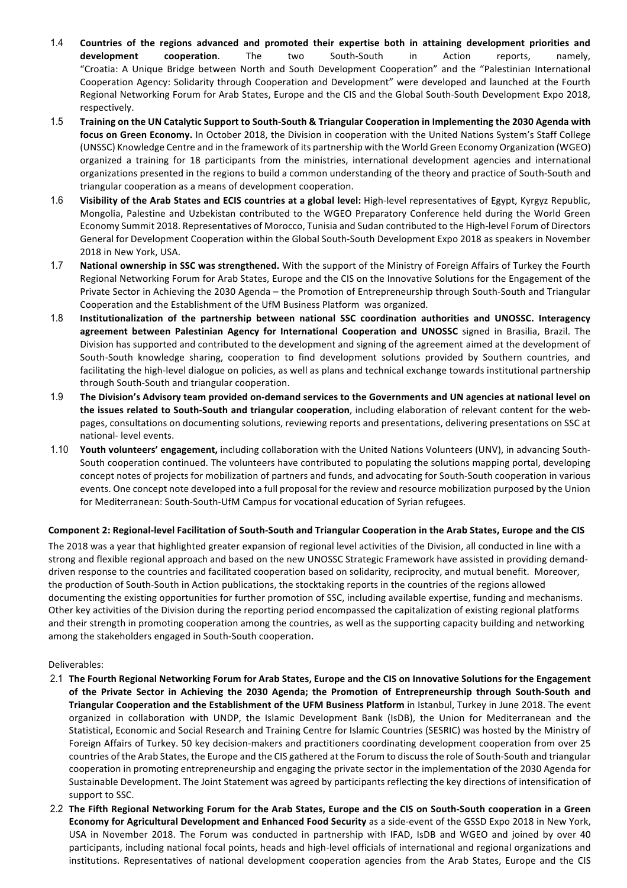1.4 **Countries of the regions advanced and promoted their expertise both in attaining development priorities and development cooperation**. The two South-South in Action reports, namely, "Croatia: A Unique Bridge between North and South Development Cooperation" and the "Palestinian International Cooperation Agency: Solidarity through Cooperation and Development" were developed and launched at the Fourth Regional Networking Forum for Arab States, Europe and the CIS and the Global South-South Development Expo 2018, respectively.

1.5 **Training on the UN Catalytic Support to South-South & Triangular Cooperation in Implementing the 2030 Agenda with focus on Green Economy.** In October 2018, the Division in cooperation with the United Nations System's Staff College (UNSSC) Knowledge Centre and in the framework of its partnership with the World Green Economy Organization (WGEO) organized a training for 18 participants from the ministries, international development agencies and international organizations presented in the regions to build a common understanding of the theory and practice of South-South and triangular cooperation as a means of development cooperation.

1.6 **Visibility of the Arab States and ECIS countries at a global level:** High-level representatives of Egypt, Kyrgyz Republic, Mongolia, Palestine and Uzbekistan contributed to the WGEO Preparatory Conference held during the World Green Economy Summit 2018. Representatives of Morocco, Tunisia and Sudan contributed to the High-level Forum of Directors General for Development Cooperation within the Global South-South Development Expo 2018 as speakers in November 2018 in New York, USA.

1.7 **National ownership in SSC was strengthened.** With the support of the Ministry of Foreign Affairs of Turkey the Fourth Regional Networking Forum for Arab States, Europe and the CIS on the Innovative Solutions for the Engagement of the Private Sector in Achieving the 2030 Agenda – the Promotion of Entrepreneurship through South-South and Triangular Cooperation and the Establishment of the UfM Business Platform was organized.

1.8 **Institutionalization of the partnership between national SSC coordination authorities and UNOSSC. Interagency agreement between Palestinian Agency for International Cooperation and UNOSSC** signed in Brasilia, Brazil. The Division has supported and contributed to the development and signing of the agreement aimed at the development of South-South knowledge sharing, cooperation to find development solutions provided by Southern countries, and facilitating the high-level dialogue on policies, as well as plans and technical exchange towards institutional partnership through South-South and triangular cooperation.

1.9 **The Division's Advisory team provided on-demand services to the Governments and UN agencies at national level on the issues related to South-South and triangular cooperation**, including elaboration of relevant content for the web-pages, consultations on documenting solutions, reviewing reports and presentations, delivering presentations on SSC at national- level events.

1.10 **Youth volunteers' engagement,** including collaboration with the United Nations Volunteers (UNV), in advancing South-South cooperation continued. The volunteers have contributed to populating the solutions mapping portal, developing concept notes of projects for mobilization of partners and funds, and advocating for South-South cooperation in various events. One concept note developed into a full proposal for the review and resource mobilization purposed by the Union for Mediterranean: South-South-UfM Campus for vocational education of Syrian refugees.

**Component 2: Regional-level Facilitation of South-South and Triangular Cooperation in the Arab States, Europe and the CIS**

The 2018 was a year that highlighted greater expansion of regional level activities of the Division, all conducted in line with a strong and flexible regional approach and based on the new UNOSSC Strategic Framework have assisted in providing demand-driven response to the countries and facilitated cooperation based on solidarity, reciprocity, and mutual benefit. Moreover, the production of South-South in Action publications, the stocktaking reports in the countries of the regions allowed documenting the existing opportunities for further promotion of SSC, including available expertise, funding and mechanisms. Other key activities of the Division during the reporting period encompassed the capitalization of existing regional platforms and their strength in promoting cooperation among the countries, as well as the supporting capacity building and networking among the stakeholders engaged in South-South cooperation.

Deliverables:

2.1 **The Fourth Regional Networking Forum for Arab States, Europe and the CIS on Innovative Solutions for the Engagement of the Private Sector in Achieving the 2030 Agenda; the Promotion of Entrepreneurship through South-South and Triangular Cooperation and the Establishment of the UFM Business Platform** in Istanbul, Turkey in June 2018. The event organized in collaboration with UNDP, the Islamic Development Bank (IsDB), the Union for Mediterranean and the Statistical, Economic and Social Research and Training Centre for Islamic Countries (SESRIC) was hosted by the Ministry of Foreign Affairs of Turkey. 50 key decision-makers and practitioners coordinating development cooperation from over 25 countries of the Arab States, the Europe and the CIS gathered at the Forum to discuss the role of South-South and triangular cooperation in promoting entrepreneurship and engaging the private sector in the implementation of the 2030 Agenda for Sustainable Development. The Joint Statement was agreed by participants reflecting the key directions of intensification of support to SSC.

2.2 **The Fifth Regional Networking Forum for the Arab States, Europe and the CIS on South-South cooperation in a Green Economy for Agricultural Development and Enhanced Food Security** as a side-event of the GSSD Expo 2018 in New York, USA in November 2018. The Forum was conducted in partnership with IFAD, IsDB and WGEO and joined by over 40 participants, including national focal points, heads and high-level officials of international and regional organizations and institutions. Representatives of national development cooperation agencies from the Arab States, Europe and the CIS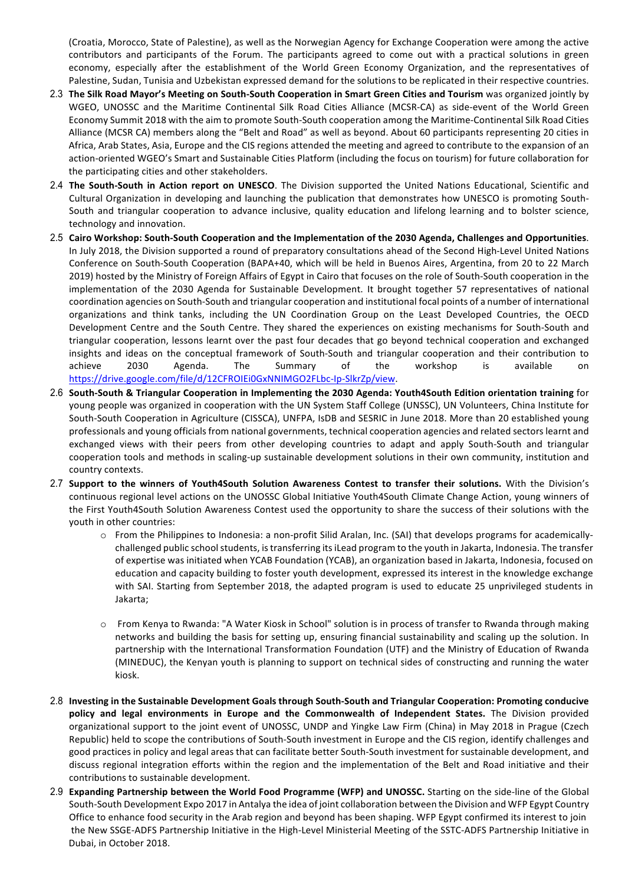(Croatia, Morocco, State of Palestine), as well as the Norwegian Agency for Exchange Cooperation were among the active contributors and participants of the Forum. The participants agreed to come out with a practical solutions in green economy, especially after the establishment of the World Green Economy Organization, and the representatives of Palestine, Sudan, Tunisia and Uzbekistan expressed demand for the solutions to be replicated in their respective countries.

2.3 **The Silk Road Mayor's Meeting on South-South Cooperation in Smart Green Cities and Tourism** was organized jointly by WGEO, UNOSSC and the Maritime Continental Silk Road Cities Alliance (MCSR-CA) as side-event of the World Green Economy Summit 2018 with the aim to promote South-South cooperation among the Maritime-Continental Silk Road Cities Alliance (MCSR CA) members along the "Belt and Road" as well as beyond. About 60 participants representing 20 cities in Africa, Arab States, Asia, Europe and the CIS regions attended the meeting and agreed to contribute to the expansion of an action-oriented WGEO's Smart and Sustainable Cities Platform (including the focus on tourism) for future collaboration for the participating cities and other stakeholders.

2.4 **The South-South in Action report on UNESCO**. The Division supported the United Nations Educational, Scientific and Cultural Organization in developing and launching the publication that demonstrates how UNESCO is promoting South-South and triangular cooperation to advance inclusive, quality education and lifelong learning and to bolster science, technology and innovation.

2.5 **Cairo Workshop: South-South Cooperation and the Implementation of the 2030 Agenda, Challenges and Opportunities**. In July 2018, the Division supported a round of preparatory consultations ahead of the Second High-Level United Nations Conference on South-South Cooperation (BAPA+40, which will be held in Buenos Aires, Argentina, from 20 to 22 March 2019) hosted by the Ministry of Foreign Affairs of Egypt in Cairo that focuses on the role of South-South cooperation in the implementation of the 2030 Agenda for Sustainable Development. It brought together 57 representatives of national coordination agencies on South-South and triangular cooperation and institutional focal points of a number of international organizations and think tanks, including the UN Coordination Group on the Least Developed Countries, the OECD Development Centre and the South Centre. They shared the experiences on existing mechanisms for South-South and triangular cooperation, lessons learnt over the past four decades that go beyond technical cooperation and exchanged insights and ideas on the conceptual framework of South-South and triangular cooperation and their contribution to achieve 2030 Agenda. The Summary of the workshop is available on https://drive.google.com/file/d/12CFROIEi0GxNNIMGO2FLbc-Ip-SlkrZp/view.

2.6 **South-South & Triangular Cooperation in Implementing the 2030 Agenda: Youth4South Edition orientation training** for young people was organized in cooperation with the UN System Staff College (UNSSC), UN Volunteers, China Institute for South-South Cooperation in Agriculture (CISSCA), UNFPA, IsDB and SESRIC in June 2018. More than 20 established young professionals and young officials from national governments, technical cooperation agencies and related sectors learnt and exchanged views with their peers from other developing countries to adapt and apply South-South and triangular cooperation tools and methods in scaling-up sustainable development solutions in their own community, institution and country contexts.

2.7 **Support to the winners of Youth4South Solution Awareness Contest to transfer their solutions.** With the Division's continuous regional level actions on the UNOSSC Global Initiative Youth4South Climate Change Action, young winners of the First Youth4South Solution Awareness Contest used the opportunity to share the success of their solutions with the youth in other countries:

   - From the Philippines to Indonesia: a non-profit Silid Aralan, Inc. (SAI) that develops programs for academically-challenged public school students, is transferring its iLead program to the youth in Jakarta, Indonesia. The transfer of expertise was initiated when YCAB Foundation (YCAB), an organization based in Jakarta, Indonesia, focused on education and capacity building to foster youth development, expressed its interest in the knowledge exchange with SAI. Starting from September 2018, the adapted program is used to educate 25 unprivileged students in Jakarta;

   - From Kenya to Rwanda: "A Water Kiosk in School" solution is in process of transfer to Rwanda through making networks and building the basis for setting up, ensuring financial sustainability and scaling up the solution. In partnership with the International Transformation Foundation (UTF) and the Ministry of Education of Rwanda (MINEDUC), the Kenyan youth is planning to support on technical sides of constructing and running the water kiosk.

2.8 **Investing in the Sustainable Development Goals through South-South and Triangular Cooperation: Promoting conducive policy and legal environments in Europe and the Commonwealth of Independent States.** The Division provided organizational support to the joint event of UNOSSC, UNDP and Yingke Law Firm (China) in May 2018 in Prague (Czech Republic) held to scope the contributions of South-South investment in Europe and the CIS region, identify challenges and good practices in policy and legal areas that can facilitate better South-South investment for sustainable development, and discuss regional integration efforts within the region and the implementation of the Belt and Road initiative and their contributions to sustainable development.

2.9 **Expanding Partnership between the World Food Programme (WFP) and UNOSSC.** Starting on the side-line of the Global South-South Development Expo 2017 in Antalya the idea of joint collaboration between the Division and WFP Egypt Country Office to enhance food security in the Arab region and beyond has been shaping. WFP Egypt confirmed its interest to join the New SSGE-ADFS Partnership Initiative in the High-Level Ministerial Meeting of the SSTC-ADFS Partnership Initiative in Dubai, in October 2018.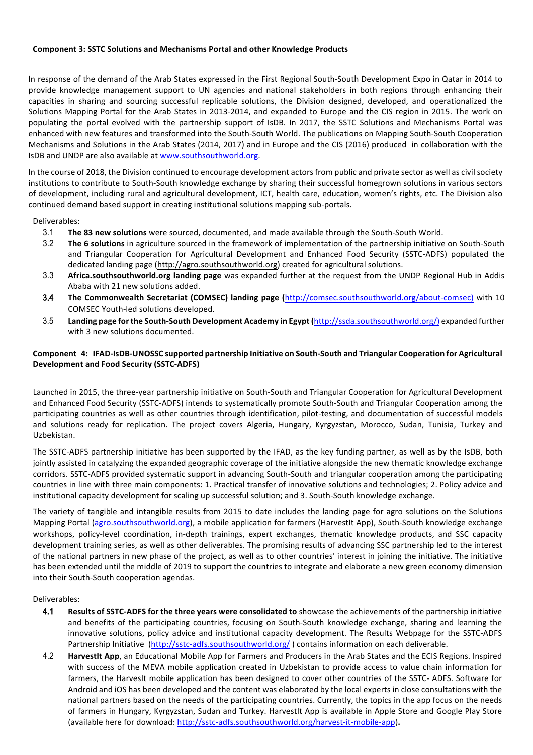**Component 3: SSTC Solutions and Mechanisms Portal and other Knowledge Products**

In response of the demand of the Arab States expressed in the First Regional South-South Development Expo in Qatar in 2014 to provide knowledge management support to UN agencies and national stakeholders in both regions through enhancing their capacities in sharing and sourcing successful replicable solutions, the Division designed, developed, and operationalized the Solutions Mapping Portal for the Arab States in 2013-2014, and expanded to Europe and the CIS region in 2015. The work on populating the portal evolved with the partnership support of IsDB. In 2017, the SSTC Solutions and Mechanisms Portal was enhanced with new features and transformed into the South-South World. The publications on Mapping South-South Cooperation Mechanisms and Solutions in the Arab States (2014, 2017) and in Europe and the CIS (2016) produced in collaboration with the IsDB and UNDP are also available at www.southsouthworld.org.

In the course of 2018, the Division continued to encourage development actors from public and private sector as well as civil society institutions to contribute to South-South knowledge exchange by sharing their successful homegrown solutions in various sectors of development, including rural and agricultural development, ICT, health care, education, women's rights, etc. The Division also continued demand based support in creating institutional solutions mapping sub-portals.

Deliverables:

3.1 **The 83 new solutions** were sourced, documented, and made available through the South-South World.

3.2 **The 6 solutions** in agriculture sourced in the framework of implementation of the partnership initiative on South-South and Triangular Cooperation for Agricultural Development and Enhanced Food Security (SSTC-ADFS) populated the dedicated landing page (http://agro.southsouthworld.org) created for agricultural solutions.

3.3 **Africa.southsouthworld.org landing page** was expanded further at the request from the UNDP Regional Hub in Addis Ababa with 21 new solutions added.

3.4 **The Commonwealth Secretariat (COMSEC) landing page (**http://comsec.southsouthworld.org/about-comsec) with 10 COMSEC Youth-led solutions developed.

3.5 **Landing page for the South-South Development Academy in Egypt (**http://ssda.southsouthworld.org/) expanded further with 3 new solutions documented.

**Component 4: IFAD-IsDB-UNOSSC supported partnership Initiative on South-South and Triangular Cooperation for Agricultural Development and Food Security (SSTC-ADFS)**

Launched in 2015, the three-year partnership initiative on South-South and Triangular Cooperation for Agricultural Development and Enhanced Food Security (SSTC-ADFS) intends to systematically promote South-South and Triangular Cooperation among the participating countries as well as other countries through identification, pilot-testing, and documentation of successful models and solutions ready for replication. The project covers Algeria, Hungary, Kyrgyzstan, Morocco, Sudan, Tunisia, Turkey and Uzbekistan.

The SSTC-ADFS partnership initiative has been supported by the IFAD, as the key funding partner, as well as by the IsDB, both jointly assisted in catalyzing the expanded geographic coverage of the initiative alongside the new thematic knowledge exchange corridors. SSTC-ADFS provided systematic support in advancing South-South and triangular cooperation among the participating countries in line with three main components: 1. Practical transfer of innovative solutions and technologies; 2. Policy advice and institutional capacity development for scaling up successful solution; and 3. South-South knowledge exchange.

The variety of tangible and intangible results from 2015 to date includes the landing page for agro solutions on the Solutions Mapping Portal (agro.southsouthworld.org), a mobile application for farmers (HarvestIt App), South-South knowledge exchange workshops, policy-level coordination, in-depth trainings, expert exchanges, thematic knowledge products, and SSC capacity development training series, as well as other deliverables. The promising results of advancing SSC partnership led to the interest of the national partners in new phase of the project, as well as to other countries' interest in joining the initiative. The initiative has been extended until the middle of 2019 to support the countries to integrate and elaborate a new green economy dimension into their South-South cooperation agendas.

Deliverables:

4.1 **Results of SSTC-ADFS for the three years were consolidated to** showcase the achievements of the partnership initiative and benefits of the participating countries, focusing on South-South knowledge exchange, sharing and learning the innovative solutions, policy advice and institutional capacity development. The Results Webpage for the SSTC-ADFS Partnership Initiative (http://sstc-adfs.southsouthworld.org/ ) contains information on each deliverable.

4.2 **HarvestIt App**, an Educational Mobile App for Farmers and Producers in the Arab States and the ECIS Regions. Inspired with success of the MEVA mobile application created in Uzbekistan to provide access to value chain information for farmers, the HarvesIt mobile application has been designed to cover other countries of the SSTC- ADFS. Software for Android and iOS has been developed and the content was elaborated by the local experts in close consultations with the national partners based on the needs of the participating countries. Currently, the topics in the app focus on the needs of farmers in Hungary, Kyrgyzstan, Sudan and Turkey. HarvestIt App is available in Apple Store and Google Play Store (available here for download: http://sstc-adfs.southsouthworld.org/harvest-it-mobile-app)**.**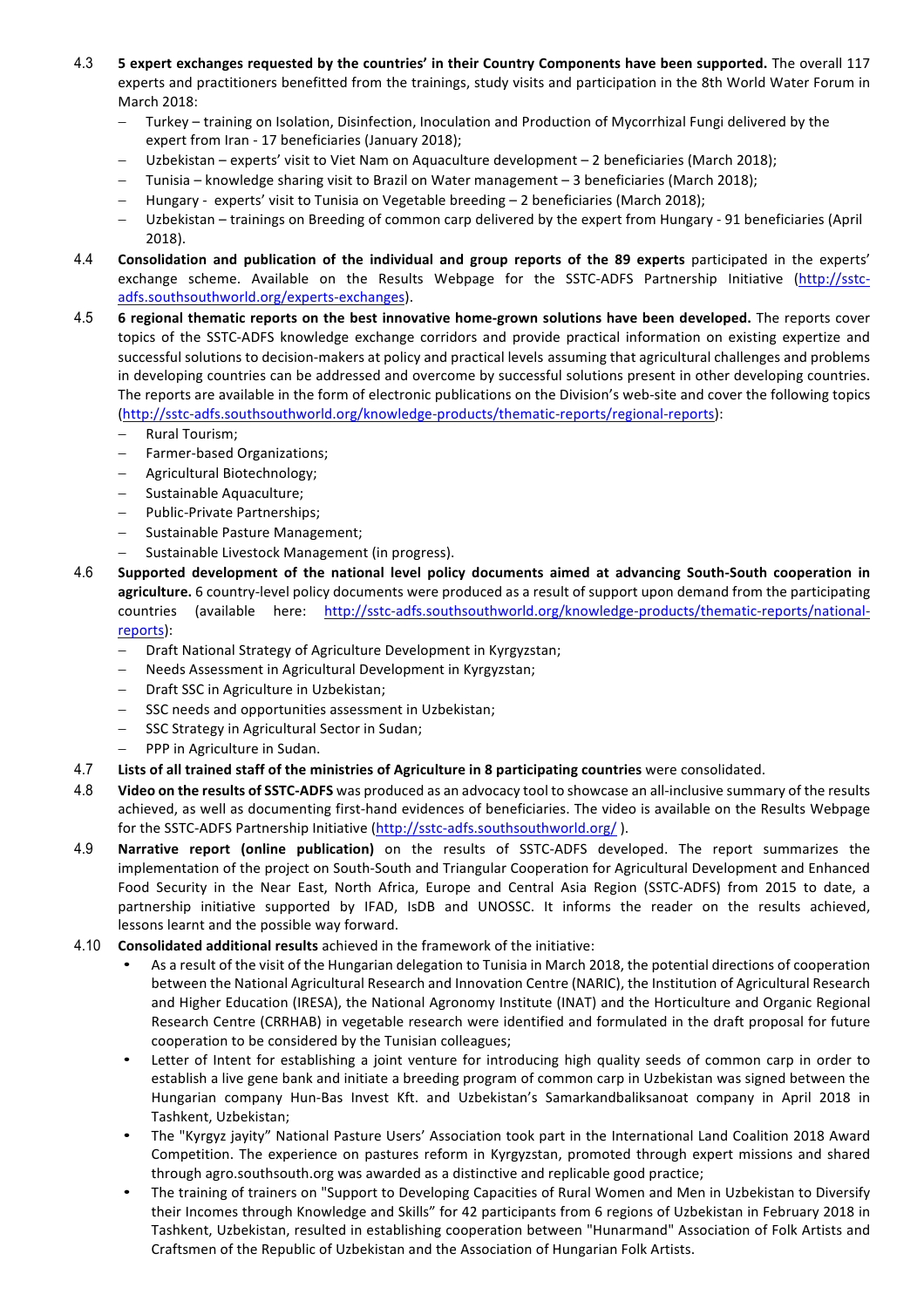4.3 **5 expert exchanges requested by the countries' in their Country Components have been supported.** The overall 117 experts and practitioners benefitted from the trainings, study visits and participation in the 8th World Water Forum in March 2018:

- Turkey – training on Isolation, Disinfection, Inoculation and Production of Mycorrhizal Fungi delivered by the expert from Iran - 17 beneficiaries (January 2018);
- Uzbekistan – experts' visit to Viet Nam on Aquaculture development – 2 beneficiaries (March 2018);
- Tunisia – knowledge sharing visit to Brazil on Water management – 3 beneficiaries (March 2018);
- Hungary - experts' visit to Tunisia on Vegetable breeding – 2 beneficiaries (March 2018);
- Uzbekistan – trainings on Breeding of common carp delivered by the expert from Hungary - 91 beneficiaries (April 2018).

4.4 **Consolidation and publication of the individual and group reports of the 89 experts** participated in the experts' exchange scheme. Available on the Results Webpage for the SSTC-ADFS Partnership Initiative (http://sstc-adfs.southsouthworld.org/experts-exchanges).

4.5 **6 regional thematic reports on the best innovative home-grown solutions have been developed.** The reports cover topics of the SSTC-ADFS knowledge exchange corridors and provide practical information on existing expertize and successful solutions to decision-makers at policy and practical levels assuming that agricultural challenges and problems in developing countries can be addressed and overcome by successful solutions present in other developing countries. The reports are available in the form of electronic publications on the Division's web-site and cover the following topics (http://sstc-adfs.southsouthworld.org/knowledge-products/thematic-reports/regional-reports):

- Rural Tourism;
- Farmer-based Organizations;
- Agricultural Biotechnology;
- Sustainable Aquaculture;
- Public-Private Partnerships;
- Sustainable Pasture Management;
- Sustainable Livestock Management (in progress).

4.6 **Supported development of the national level policy documents aimed at advancing South-South cooperation in agriculture.** 6 country-level policy documents were produced as a result of support upon demand from the participating countries (available here: http://sstc-adfs.southsouthworld.org/knowledge-products/thematic-reports/national-reports):

- Draft National Strategy of Agriculture Development in Kyrgyzstan;
- Needs Assessment in Agricultural Development in Kyrgyzstan;
- Draft SSC in Agriculture in Uzbekistan;
- SSC needs and opportunities assessment in Uzbekistan;
- SSC Strategy in Agricultural Sector in Sudan;
- PPP in Agriculture in Sudan.

4.7 **Lists of all trained staff of the ministries of Agriculture in 8 participating countries** were consolidated.

4.8 **Video on the results of SSTC-ADFS** was produced as an advocacy tool to showcase an all-inclusive summary of the results achieved, as well as documenting first-hand evidences of beneficiaries. The video is available on the Results Webpage for the SSTC-ADFS Partnership Initiative (http://sstc-adfs.southsouthworld.org/ ).

4.9 **Narrative report (online publication)** on the results of SSTC-ADFS developed. The report summarizes the implementation of the project on South-South and Triangular Cooperation for Agricultural Development and Enhanced Food Security in the Near East, North Africa, Europe and Central Asia Region (SSTC-ADFS) from 2015 to date, a partnership initiative supported by IFAD, IsDB and UNOSSC. It informs the reader on the results achieved, lessons learnt and the possible way forward.

4.10 **Consolidated additional results** achieved in the framework of the initiative:

- As a result of the visit of the Hungarian delegation to Tunisia in March 2018, the potential directions of cooperation between the National Agricultural Research and Innovation Centre (NARIC), the Institution of Agricultural Research and Higher Education (IRESA), the National Agronomy Institute (INAT) and the Horticulture and Organic Regional Research Centre (CRRHAB) in vegetable research were identified and formulated in the draft proposal for future cooperation to be considered by the Tunisian colleagues;
- Letter of Intent for establishing a joint venture for introducing high quality seeds of common carp in order to establish a live gene bank and initiate a breeding program of common carp in Uzbekistan was signed between the Hungarian company Hun-Bas Invest Kft. and Uzbekistan's Samarkandbaliksanoat company in April 2018 in Tashkent, Uzbekistan;
- The "Kyrgyz jayity" National Pasture Users' Association took part in the International Land Coalition 2018 Award Competition. The experience on pastures reform in Kyrgyzstan, promoted through expert missions and shared through agro.southsouth.org was awarded as a distinctive and replicable good practice;
- The training of trainers on "Support to Developing Capacities of Rural Women and Men in Uzbekistan to Diversify their Incomes through Knowledge and Skills" for 42 participants from 6 regions of Uzbekistan in February 2018 in Tashkent, Uzbekistan, resulted in establishing cooperation between "Hunarmand" Association of Folk Artists and Craftsmen of the Republic of Uzbekistan and the Association of Hungarian Folk Artists.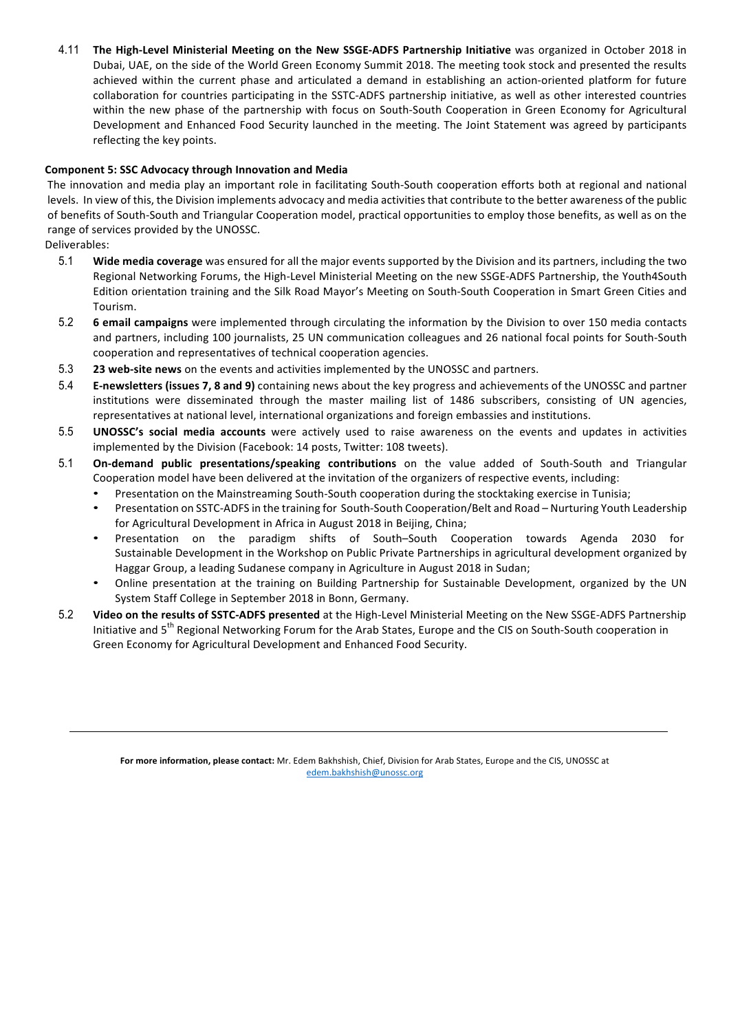4.11 **The High-Level Ministerial Meeting on the New SSGE-ADFS Partnership Initiative** was organized in October 2018 in Dubai, UAE, on the side of the World Green Economy Summit 2018. The meeting took stock and presented the results achieved within the current phase and articulated a demand in establishing an action-oriented platform for future collaboration for countries participating in the SSTC-ADFS partnership initiative, as well as other interested countries within the new phase of the partnership with focus on South-South Cooperation in Green Economy for Agricultural Development and Enhanced Food Security launched in the meeting. The Joint Statement was agreed by participants reflecting the key points.

**Component 5: SSC Advocacy through Innovation and Media**

The innovation and media play an important role in facilitating South-South cooperation efforts both at regional and national levels. In view of this, the Division implements advocacy and media activities that contribute to the better awareness of the public of benefits of South-South and Triangular Cooperation model, practical opportunities to employ those benefits, as well as on the range of services provided by the UNOSSC.

Deliverables:

5.1 **Wide media coverage** was ensured for all the major events supported by the Division and its partners, including the two Regional Networking Forums, the High-Level Ministerial Meeting on the new SSGE-ADFS Partnership, the Youth4South Edition orientation training and the Silk Road Mayor's Meeting on South-South Cooperation in Smart Green Cities and Tourism.

5.2 **6 email campaigns** were implemented through circulating the information by the Division to over 150 media contacts and partners, including 100 journalists, 25 UN communication colleagues and 26 national focal points for South-South cooperation and representatives of technical cooperation agencies.

5.3 **23 web-site news** on the events and activities implemented by the UNOSSC and partners.

5.4 **E-newsletters (issues 7, 8 and 9)** containing news about the key progress and achievements of the UNOSSC and partner institutions were disseminated through the master mailing list of 1486 subscribers, consisting of UN agencies, representatives at national level, international organizations and foreign embassies and institutions.

5.5 **UNOSSC's social media accounts** were actively used to raise awareness on the events and updates in activities implemented by the Division (Facebook: 14 posts, Twitter: 108 tweets).

5.1 **On-demand public presentations/speaking contributions** on the value added of South-South and Triangular Cooperation model have been delivered at the invitation of the organizers of respective events, including:

- Presentation on the Mainstreaming South-South cooperation during the stocktaking exercise in Tunisia;
- Presentation on SSTC-ADFS in the training for South-South Cooperation/Belt and Road – Nurturing Youth Leadership for Agricultural Development in Africa in August 2018 in Beijing, China;
- Presentation on the paradigm shifts of South–South Cooperation towards Agenda 2030 for Sustainable Development in the Workshop on Public Private Partnerships in agricultural development organized by Haggar Group, a leading Sudanese company in Agriculture in August 2018 in Sudan;
- Online presentation at the training on Building Partnership for Sustainable Development, organized by the UN System Staff College in September 2018 in Bonn, Germany.

5.2 **Video on the results of SSTC-ADFS presented** at the High-Level Ministerial Meeting on the New SSGE-ADFS Partnership Initiative and 5th Regional Networking Forum for the Arab States, Europe and the CIS on South-South cooperation in Green Economy for Agricultural Development and Enhanced Food Security.

---

**For more information, please contact:** Mr. Edem Bakhshish, Chief, Division for Arab States, Europe and the CIS, UNOSSC at edem.bakhshish@unossc.org